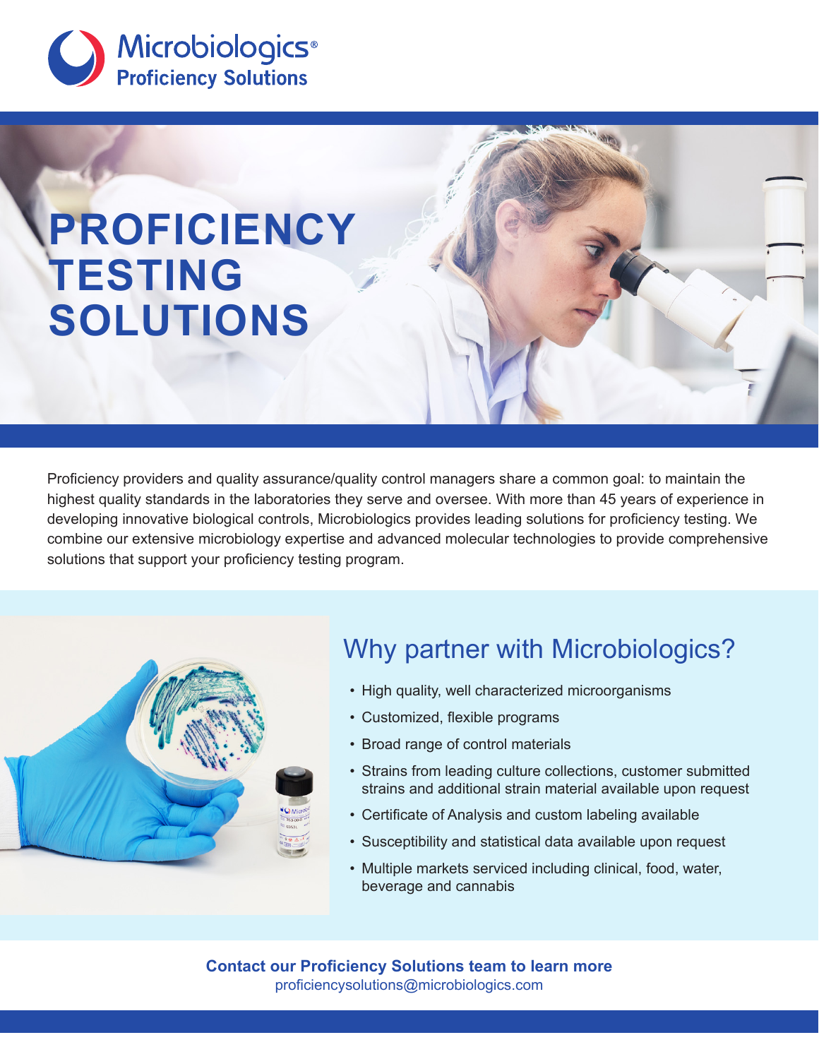Microbiologics®
Proficiency Solutions

# PROFICIENCY TESTING SOLUTIONS

Proficiency providers and quality assurance/quality control managers share a common goal: to maintain the highest quality standards in the laboratories they serve and oversee. With more than 45 years of experience in developing innovative biological controls, Microbiologics provides leading solutions for proficiency testing. We combine our extensive microbiology expertise and advanced molecular technologies to provide comprehensive solutions that support your proficiency testing program.

## Why partner with Microbiologics?

- High quality, well characterized microorganisms
- Customized, flexible programs
- Broad range of control materials
- Strains from leading culture collections, customer submitted strains and additional strain material available upon request
- Certificate of Analysis and custom labeling available
- Susceptibility and statistical data available upon request
- Multiple markets serviced including clinical, food, water, beverage and cannabis

**Contact our Proficiency Solutions team to learn more**
proficiencysolutions@microbiologics.com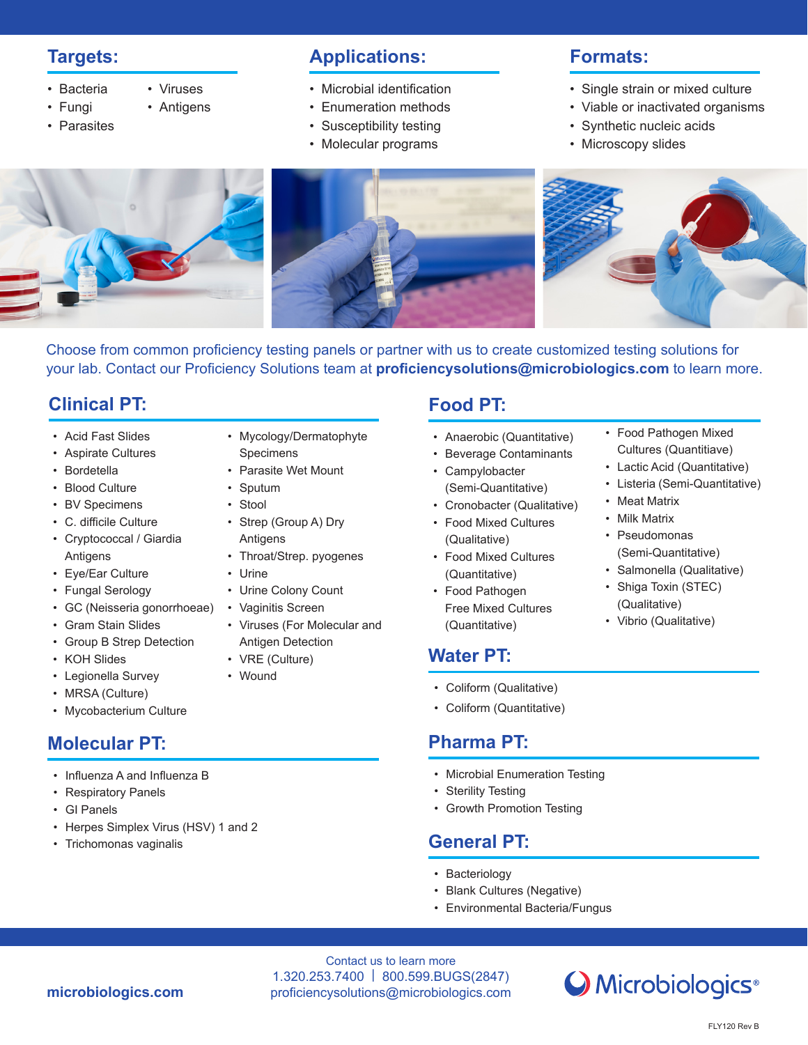## Targets:

- Bacteria
- Fungi
- Parasites
- Viruses
- Antigens

## Applications:

- Microbial identification
- Enumeration methods
- Susceptibility testing
- Molecular programs

## Formats:

- Single strain or mixed culture
- Viable or inactivated organisms
- Synthetic nucleic acids
- Microscopy slides

Choose from common proficiency testing panels or partner with us to create customized testing solutions for your lab. Contact our Proficiency Solutions team at **proficiencysolutions@microbiologics.com** to learn more.

## Clinical PT:

- Acid Fast Slides
- Aspirate Cultures
- Bordetella
- Blood Culture
- BV Specimens
- C. difficile Culture
- Cryptococcal / Giardia Antigens
- Eye/Ear Culture
- Fungal Serology
- GC (Neisseria gonorrhoeae)
- Gram Stain Slides
- Group B Strep Detection
- KOH Slides
- Legionella Survey
- MRSA (Culture)
- Mycobacterium Culture
- Mycology/Dermatophyte Specimens
- Parasite Wet Mount
- Sputum
- Stool
- Strep (Group A) Dry Antigens
- Throat/Strep. pyogenes
- Urine
- Urine Colony Count
- Vaginitis Screen
- Viruses (For Molecular and Antigen Detection
- VRE (Culture)
- Wound

## Molecular PT:

- Influenza A and Influenza B
- Respiratory Panels
- GI Panels
- Herpes Simplex Virus (HSV) 1 and 2
- Trichomonas vaginalis

## Food PT:

- Anaerobic (Quantitative)
- Beverage Contaminants
- Campylobacter (Semi-Quantitative)
- Cronobacter (Qualitative)
- Food Mixed Cultures (Qualitative)
- Food Mixed Cultures (Quantitative)
- Food Pathogen Free Mixed Cultures (Quantitative)
- Food Pathogen Mixed Cultures (Quantitiave)
- Lactic Acid (Quantitative)
- Listeria (Semi-Quantitative)
- Meat Matrix
- Milk Matrix
- Pseudomonas (Semi-Quantitative)
- Salmonella (Qualitative)
- Shiga Toxin (STEC) (Qualitative)
- Vibrio (Qualitative)

## Water PT:

- Coliform (Qualitative)
- Coliform (Quantitative)

## Pharma PT:

- Microbial Enumeration Testing
- Sterility Testing
- Growth Promotion Testing

## General PT:

- Bacteriology
- Blank Cultures (Negative)
- Environmental Bacteria/Fungus

**microbiologics.com**

Contact us to learn more
1.320.253.7400 | 800.599.BUGS(2847)
proficiencysolutions@microbiologics.com

Microbiologics®

FLY120 Rev B